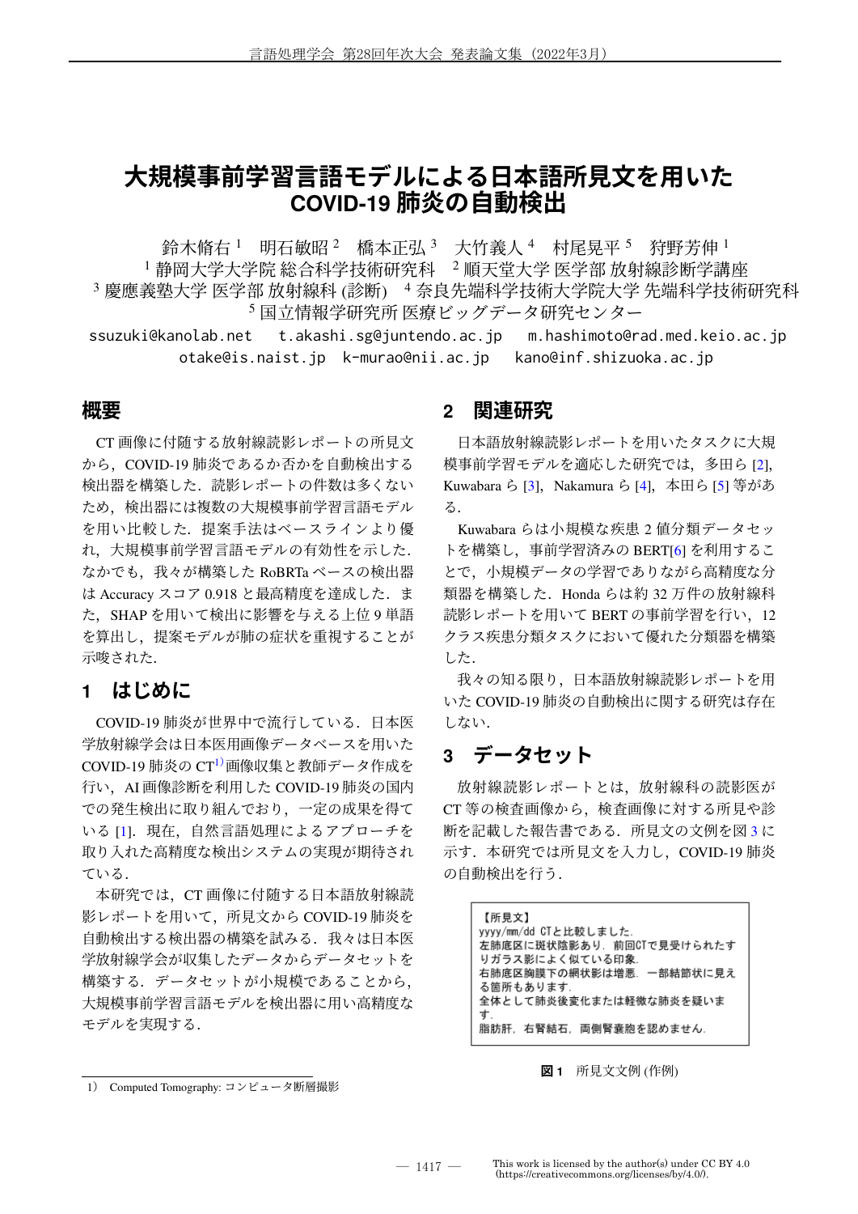# 大規模事前学習言語モデルによる日本語所見文を用いたCOVID-19 肺炎の自動検出

鈴木脩右 [1]　明石敏昭 [2]　橋本正弘 [3]　大竹義人 [4]　村尾晃平 [5]　狩野芳伸 [1]

[1] 静岡大学大学院 総合科学技術研究科　[2] 順天堂大学 医学部 放射線診断学講座
[3] 慶應義塾大学 医学部 放射線科 (診断)　[4] 奈良先端科学技術大学院大学 先端科学技術研究科
[5] 国立情報学研究所 医療ビッグデータ研究センター

ssuzuki@kanolab.net　t.akashi.sg@juntendo.ac.jp　m.hashimoto@rad.med.keio.ac.jp
otake@is.naist.jp　k-murao@nii.ac.jp　kano@inf.shizuoka.ac.jp

## 概要

CT 画像に付随する放射線読影レポートの所見文から，COVID-19 肺炎であるか否かを自動検出する検出器を構築した．読影レポートの件数は多くないため，検出器には複数の大規模事前学習言語モデルを用い比較した．提案手法はベースラインより優れ，大規模事前学習言語モデルの有効性を示した．なかでも，我々が構築した RoBRTa ベースの検出器は Accuracy スコア 0.918 と最高精度を達成した．また，SHAP を用いて検出に影響を与える上位 9 単語を算出し，提案モデルが肺の症状を重視することが示唆された.

## 1　はじめに

COVID-19 肺炎が世界中で流行している．日本医学放射線学会は日本医用画像データベースを用いた COVID-19 肺炎の CT[1)] 画像収集と教師データ作成を行い，AI 画像診断を利用した COVID-19 肺炎の国内での発生検出に取り組んでおり，一定の成果を得ている [1]．現在，自然言語処理によるアプローチを取り入れた高精度な検出システムの実現が期待されている．

本研究では，CT 画像に付随する日本語放射線読影レポートを用いて，所見文から COVID-19 肺炎を自動検出する検出器の構築を試みる．我々は日本医学放射線学会が収集したデータからデータセットを構築する．データセットが小規模であることから，大規模事前学習言語モデルを検出器に用い高精度なモデルを実現する．

## 2　関連研究

日本語放射線読影レポートを用いたタスクに大規模事前学習モデルを適応した研究では，多田ら [2], Kuwabara ら [3]，Nakamura ら [4]，本田ら [5] 等がある．

Kuwabara らは小規模な疾患 2 値分類データセットを構築し，事前学習済みの BERT[6] を利用することで，小規模データの学習でありながら高精度な分類器を構築した．Honda らは約 32 万件の放射線科読影レポートを用いて BERT の事前学習を行い，12 クラス疾患分類タスクにおいて優れた分類器を構築した．

我々の知る限り，日本語放射線読影レポートを用いた COVID-19 肺炎の自動検出に関する研究は存在しない．

## 3　データセット

放射線読影レポートとは，放射線科の読影医が CT 等の検査画像から，検査画像に対する所見や診断を記載した報告書である．所見文の文例を図 3 に示す．本研究では所見文を入力し，COVID-19 肺炎の自動検出を行う．

【所見文】
yyyy/mm/dd CTと比較しました．
左肺底区に斑状陰影あり．前回CTで見受けられたすりガラス影によく似ている印象．
右肺底区胸膜下の網状影は増悪．一部結節状に見える箇所もあります．
全体として肺炎後変化または軽微な肺炎を疑います．
脂肪肝，右腎結石，両側腎嚢胞を認めません．

**図 1**　所見文文例 (作例)

1） Computed Tomography: コンピュータ断層撮影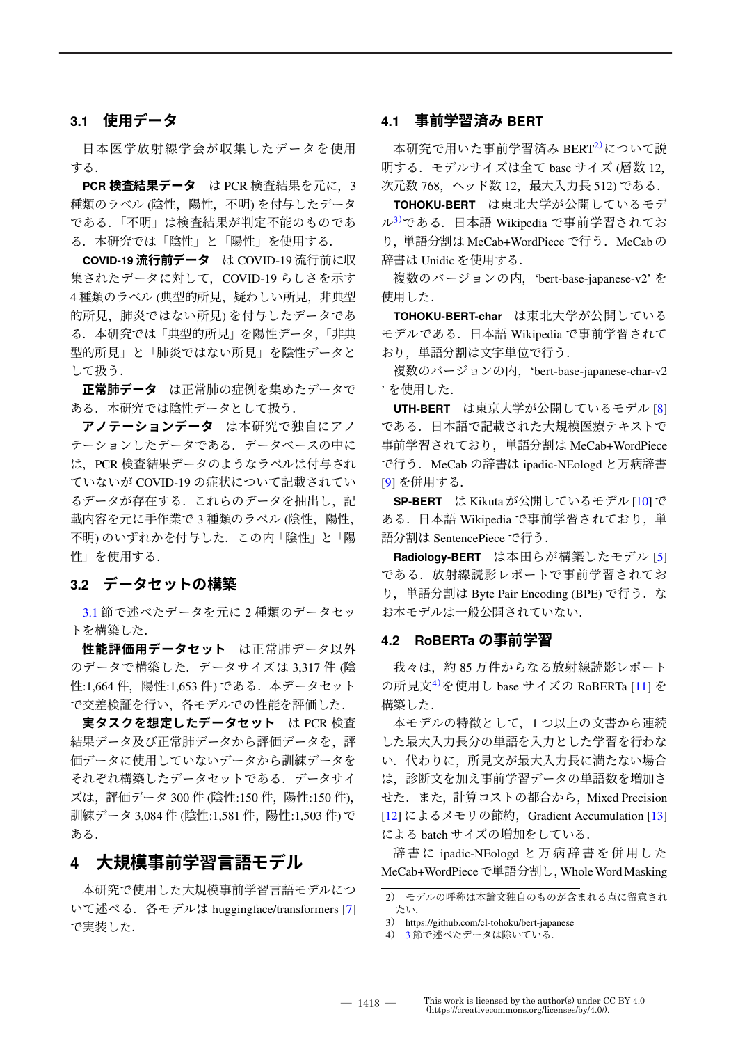### 3.1 使用データ

日本医学放射線学会が収集したデータを使用する．

**PCR 検査結果データ**　は PCR 検査結果を元に，3 種類のラベル (陰性，陽性，不明) を付与したデータである．「不明」は検査結果が判定不能のものである．本研究では「陰性」と「陽性」を使用する．

**COVID-19 流行前データ**　は COVID-19 流行前に収集されたデータに対して，COVID-19 らしさを示す 4 種類のラベル (典型的所見，疑わしい所見，非典型的所見，肺炎ではない所見) を付与したデータである．本研究では「典型的所見」を陽性データ，「非典型的所見」と「肺炎ではない所見」を陰性データとして扱う．

**正常肺データ**　は正常肺の症例を集めたデータである．本研究では陰性データとして扱う．

**アノテーションデータ**　は本研究で独自にアノテーションしたデータである．データベースの中には，PCR 検査結果データのようなラベルは付与されていないが COVID-19 の症状について記載されているデータが存在する．これらのデータを抽出し，記載内容を元に手作業で 3 種類のラベル (陰性，陽性，不明) のいずれかを付与した．この内「陰性」と「陽性」を使用する．

### 3.2 データセットの構築

3.1 節で述べたデータを元に 2 種類のデータセットを構築した．

**性能評価用データセット**　は正常肺データ以外のデータで構築した．データサイズは 3,317 件 (陰性:1,664 件，陽性:1,653 件) である．本データセットで交差検証を行い，各モデルでの性能を評価した．

**実タスクを想定したデータセット**　は PCR 検査結果データ及び正常肺データから評価データを，評価データに使用していないデータから訓練データをそれぞれ構築したデータセットである．データサイズは，評価データ 300 件 (陰性:150 件，陽性:150 件)，訓練データ 3,084 件 (陰性:1,581 件，陽性:1,503 件) である．

## 4 大規模事前学習言語モデル

本研究で使用した大規模事前学習言語モデルについて述べる．各モデルは huggingface/transformers [7] で実装した．

### 4.1 事前学習済み BERT

本研究で用いた事前学習済み BERT[2] について説明する．モデルサイズは全て base サイズ (層数 12, 次元数 768，ヘッド数 12，最大入力長 512) である．

**TOHOKU-BERT**　は東北大学が公開しているモデル[3] である．日本語 Wikipedia で事前学習されており，単語分割は MeCab+WordPiece で行う．MeCab の辞書は Unidic を使用する．

複数のバージョンの内，'bert-base-japanese-v2' を使用した．

**TOHOKU-BERT-char**　は東北大学が公開しているモデルである．日本語 Wikipedia で事前学習されており，単語分割は文字単位で行う．

複数のバージョンの内，'bert-base-japanese-char-v2' を使用した．

**UTH-BERT**　は東京大学が公開しているモデル [8] である．日本語で記載された大規模医療テキストで事前学習されており，単語分割は MeCab+WordPiece で行う．MeCab の辞書は ipadic-NEologd と万病辞書 [9] を併用する．

**SP-BERT**　は Kikuta が公開しているモデル [10] である．日本語 Wikipedia で事前学習されており，単語分割は SentencePiece で行う．

**Radiology-BERT**　は本田らが構築したモデル [5] である．放射線読影レポートで事前学習されており，単語分割は Byte Pair Encoding (BPE) で行う．なお本モデルは一般公開されていない．

### 4.2 RoBERTa の事前学習

我々は，約 85 万件からなる放射線読影レポートの所見文[4] を使用し base サイズの RoBERTa [11] を構築した．

本モデルの特徴として，1 つ以上の文書から連続した最大入力長分の単語を入力とした学習を行わない．代わりに，所見文が最大入力長に満たない場合は，診断文を加え事前学習データの単語数を増加させた．また，計算コストの都合から，Mixed Precision [12] によるメモリの節約，Gradient Accumulation [13] による batch サイズの増加をしている．

辞書に ipadic-NEologd と万病辞書を併用した MeCab+WordPiece で単語分割し，Whole Word Masking

---

2） モデルの呼称は本論文独自のものが含まれる点に留意されたい．

3） https://github.com/cl-tohoku/bert-japanese

4） 3 節で述べたデータは除いている．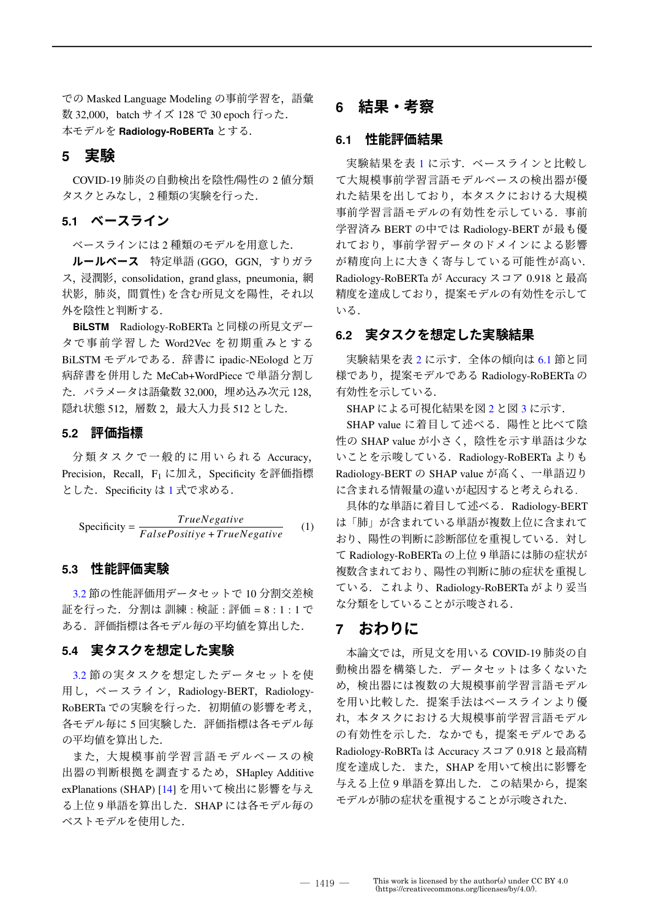での Masked Language Modeling の事前学習を，語彙数 32,000，batch サイズ 128 で 30 epoch 行った．

本モデルを **Radiology-RoBERTa** とする．

## 5 実験

COVID-19 肺炎の自動検出を陰性/陽性の 2 値分類タスクとみなし，2 種類の実験を行った．

### 5.1 ベースライン

ベースラインには 2 種類のモデルを用意した．

**ルールベース** 特定単語 (GGO，GGN，すりガラス，浸潤影，consolidation，grand glass，pneumonia，網状影，肺炎，間質性) を含む所見文を陽性，それ以外を陰性と判断する．

**BiLSTM** Radiology-RoBERTa と同様の所見文データで事前学習した Word2Vec を初期重みとする BiLSTM モデルである．辞書に ipadic-NEologd と万病辞書を併用した MeCab+WordPiece で単語分割した．パラメータは語彙数 32,000，埋め込み次元 128，隠れ状態 512，層数 2，最大入力長 512 とした．

### 5.2 評価指標

分類タスクで一般的に用いられる Accuracy，Precision，Recall，$F_1$ に加え，Specificity を評価指標とした．Specificity は 1 式で求める．

$$\text{Specificity} = \frac{TrueNegative}{FalsePositive + TrueNegative} \quad (1)$$

### 5.3 性能評価実験

3.2 節の性能評価用データセットで 10 分割交差検証を行った．分割は 訓練 : 検証 : 評価 = 8 : 1 : 1 である．評価指標は各モデル毎の平均値を算出した．

### 5.4 実タスクを想定した実験

3.2 節の実タスクを想定したデータセットを使用し，ベースライン，Radiology-BERT，Radiology-RoBERTa での実験を行った．初期値の影響を考え，各モデル毎に 5 回実験した．評価指標は各モデル毎の平均値を算出した．

また，大規模事前学習言語モデルベースの検出器の判断根拠を調査するため，SHapley Additive exPlanations (SHAP) [14] を用いて検出に影響を与える上位 9 単語を算出した．SHAP には各モデル毎のベストモデルを使用した．

## 6 結果・考察

### 6.1 性能評価結果

実験結果を表 1 に示す．ベースラインと比較して大規模事前学習言語モデルベースの検出器が優れた結果を出しており，本タスクにおける大規模事前学習言語モデルの有効性を示している．事前学習済み BERT の中では Radiology-BERT が最も優れており，事前学習データのドメインによる影響が精度向上に大きく寄与している可能性が高い．Radiology-RoBERTa が Accuracy スコア 0.918 と最高精度を達成しており，提案モデルの有効性を示している．

### 6.2 実タスクを想定した実験結果

実験結果を表 2 に示す．全体の傾向は 6.1 節と同様であり，提案モデルである Radiology-RoBERTa の有効性を示している．

SHAP による可視化結果を図 2 と図 3 に示す．

SHAP value に着目して述べる．陽性と比べて陰性の SHAP value が小さく，陰性を示す単語は少ないことを示唆している．Radiology-RoBERTa よりも Radiology-BERT の SHAP value が高く，一単語辺りに含まれる情報量の違いが起因すると考えられる．

具体的な単語に着目して述べる．Radiology-BERT は「肺」が含まれている単語が複数上位に含まれており，陽性の判断に診断部位を重視している．対して Radiology-RoBERTa の上位 9 単語には肺の症状が複数含まれており，陽性の判断に肺の症状を重視している．これより，Radiology-RoBERTa がより妥当な分類をしていることが示唆される．

## 7 おわりに

本論文では，所見文を用いる COVID-19 肺炎の自動検出器を構築した．データセットは多くないため，検出器には複数の大規模事前学習言語モデルを用い比較した．提案手法はベースラインより優れ，本タスクにおける大規模事前学習言語モデルの有効性を示した．なかでも，提案モデルである Radiology-RoBRTa は Accuracy スコア 0.918 と最高精度を達成した．また，SHAP を用いて検出に影響を与える上位 9 単語を算出した．この結果から，提案モデルが肺の症状を重視することが示唆された．

This work is licensed by the author(s) under CC BY 4.0 (https://creativecommons.org/licenses/by/4.0/).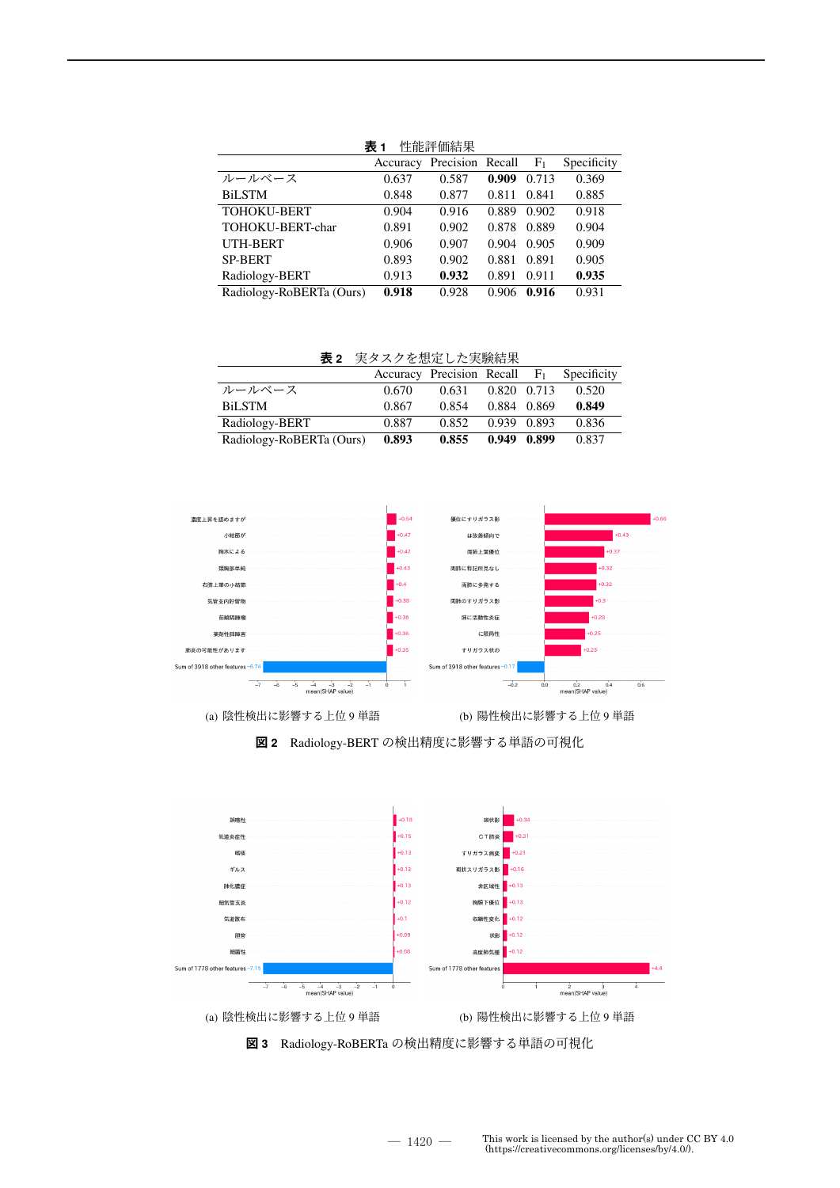**表 1** 性能評価結果

| | Accuracy | Precision | Recall | $F_1$ | Specificity |
|---|---|---|---|---|---|
| ルールベース | 0.637 | 0.587 | **0.909** | 0.713 | 0.369 |
| BiLSTM | 0.848 | 0.877 | 0.811 | 0.841 | 0.885 |
| TOHOKU-BERT | 0.904 | 0.916 | 0.889 | 0.902 | 0.918 |
| TOHOKU-BERT-char | 0.891 | 0.902 | 0.878 | 0.889 | 0.904 |
| UTH-BERT | 0.906 | 0.907 | 0.904 | 0.905 | 0.909 |
| SP-BERT | 0.893 | 0.902 | 0.881 | 0.891 | 0.905 |
| Radiology-BERT | 0.913 | **0.932** | 0.891 | 0.911 | **0.935** |
| Radiology-RoBERTa (Ours) | **0.918** | 0.928 | 0.906 | **0.916** | 0.931 |

**表 2** 実タスクを想定した実験結果

| | Accuracy | Precision | Recall | $F_1$ | Specificity |
|---|---|---|---|---|---|
| ルールベース | 0.670 | 0.631 | 0.820 | 0.713 | 0.520 |
| BiLSTM | 0.867 | 0.854 | 0.884 | 0.869 | **0.849** |
| Radiology-BERT | 0.887 | 0.852 | 0.939 | 0.893 | 0.836 |
| Radiology-RoBERTa (Ours) | **0.893** | **0.855** | **0.949** | **0.899** | 0.837 |

(a) 陰性検出に影響する上位 9 単語　(b) 陽性検出に影響する上位 9 単語

**図 2** Radiology-BERT の検出精度に影響する単語の可視化

(a) 陰性検出に影響する上位 9 単語　(b) 陽性検出に影響する上位 9 単語

**図 3** Radiology-RoBERTa の検出精度に影響する単語の可視化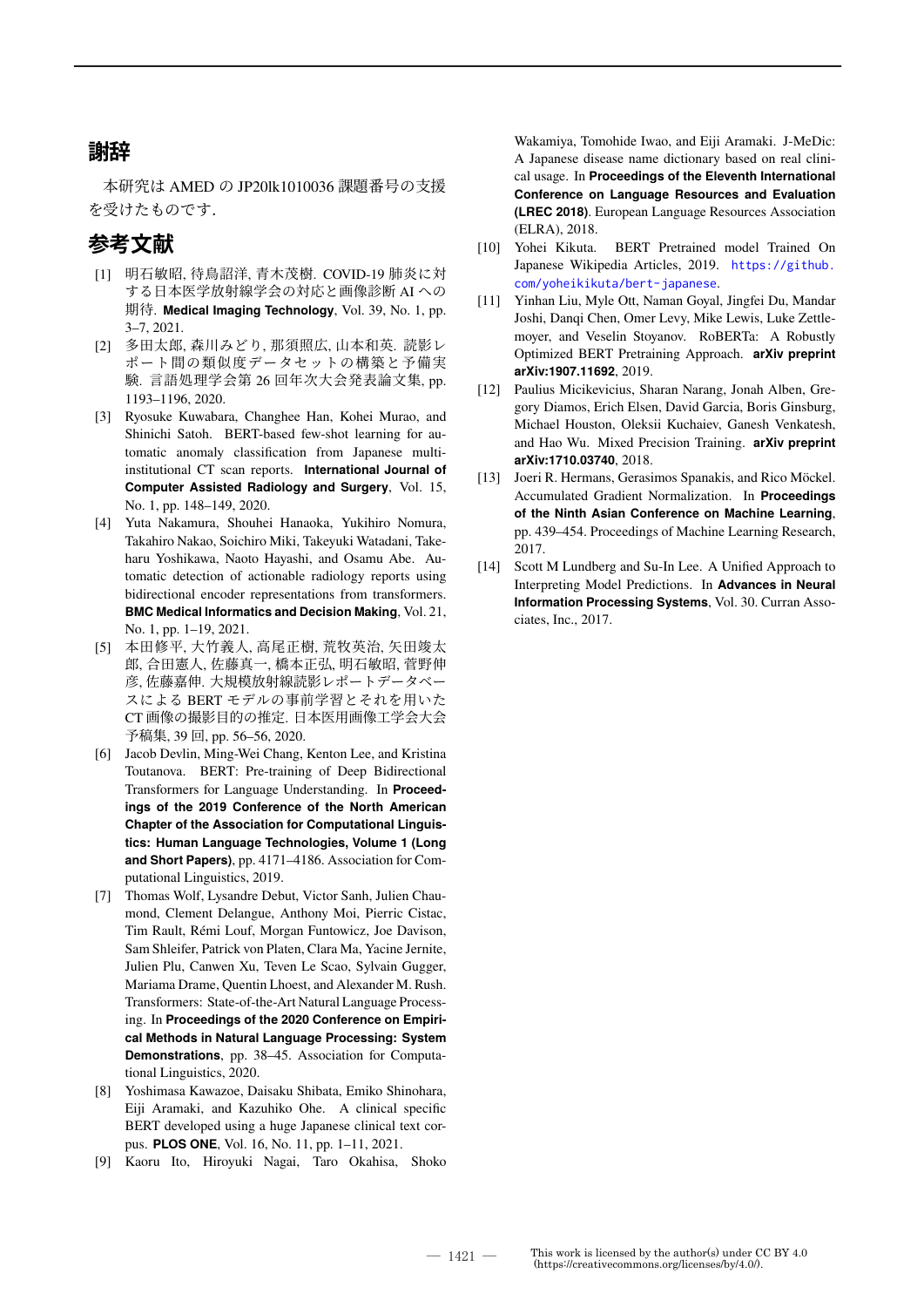## 謝辞

本研究は AMED の JP20lk1010036 課題番号の支援を受けたものです.

## 参考文献

[1] 明石敏昭, 待鳥詔洋, 青木茂樹. COVID-19 肺炎に対する日本医学放射線学会の対応と画像診断 AI への期待. **Medical Imaging Technology**, Vol. 39, No. 1, pp. 3–7, 2021.

[2] 多田太郎, 森川みどり, 那須照広, 山本和英. 読影レポート間の類似度データセットの構築と予備実験. 言語処理学会第 26 回年次大会発表論文集, pp. 1193–1196, 2020.

[3] Ryosuke Kuwabara, Changhee Han, Kohei Murao, and Shinichi Satoh. BERT-based few-shot learning for automatic anomaly classification from Japanese multi-institutional CT scan reports. **International Journal of Computer Assisted Radiology and Surgery**, Vol. 15, No. 1, pp. 148–149, 2020.

[4] Yuta Nakamura, Shouhei Hanaoka, Yukihiro Nomura, Takahiro Nakao, Soichiro Miki, Takeyuki Watadani, Takeharu Yoshikawa, Naoto Hayashi, and Osamu Abe. Automatic detection of actionable radiology reports using bidirectional encoder representations from transformers. **BMC Medical Informatics and Decision Making**, Vol. 21, No. 1, pp. 1–19, 2021.

[5] 本田修平, 大竹義人, 高尾正樹, 荒牧英治, 矢田竣太郎, 合田憲人, 佐藤真一, 橋本正弘, 明石敏昭, 菅野伸彦, 佐藤嘉伸. 大規模放射線読影レポートデータベースによる BERT モデルの事前学習とそれを用いた CT 画像の撮影目的の推定. 日本医用画像工学会大会予稿集, 39 回, pp. 56–56, 2020.

[6] Jacob Devlin, Ming-Wei Chang, Kenton Lee, and Kristina Toutanova. BERT: Pre-training of Deep Bidirectional Transformers for Language Understanding. In **Proceedings of the 2019 Conference of the North American Chapter of the Association for Computational Linguistics: Human Language Technologies, Volume 1 (Long and Short Papers)**, pp. 4171–4186. Association for Computational Linguistics, 2019.

[7] Thomas Wolf, Lysandre Debut, Victor Sanh, Julien Chaumond, Clement Delangue, Anthony Moi, Pierric Cistac, Tim Rault, Rémi Louf, Morgan Funtowicz, Joe Davison, Sam Shleifer, Patrick von Platen, Clara Ma, Yacine Jernite, Julien Plu, Canwen Xu, Teven Le Scao, Sylvain Gugger, Mariama Drame, Quentin Lhoest, and Alexander M. Rush. Transformers: State-of-the-Art Natural Language Processing. In **Proceedings of the 2020 Conference on Empirical Methods in Natural Language Processing: System Demonstrations**, pp. 38–45. Association for Computational Linguistics, 2020.

[8] Yoshimasa Kawazoe, Daisaku Shibata, Emiko Shinohara, Eiji Aramaki, and Kazuhiko Ohe. A clinical specific BERT developed using a huge Japanese clinical text corpus. **PLOS ONE**, Vol. 16, No. 11, pp. 1–11, 2021.

[9] Kaoru Ito, Hiroyuki Nagai, Taro Okahisa, Shoko Wakamiya, Tomohide Iwao, and Eiji Aramaki. J-MeDic: A Japanese disease name dictionary based on real clinical usage. In **Proceedings of the Eleventh International Conference on Language Resources and Evaluation (LREC 2018)**. European Language Resources Association (ELRA), 2018.

[10] Yohei Kikuta. BERT Pretrained model Trained On Japanese Wikipedia Articles, 2019. https://github.com/yoheikikuta/bert-japanese.

[11] Yinhan Liu, Myle Ott, Naman Goyal, Jingfei Du, Mandar Joshi, Danqi Chen, Omer Levy, Mike Lewis, Luke Zettlemoyer, and Veselin Stoyanov. RoBERTa: A Robustly Optimized BERT Pretraining Approach. **arXiv preprint arXiv:1907.11692**, 2019.

[12] Paulius Micikevicius, Sharan Narang, Jonah Alben, Gregory Diamos, Erich Elsen, David Garcia, Boris Ginsburg, Michael Houston, Oleksii Kuchaiev, Ganesh Venkatesh, and Hao Wu. Mixed Precision Training. **arXiv preprint arXiv:1710.03740**, 2018.

[13] Joeri R. Hermans, Gerasimos Spanakis, and Rico Möckel. Accumulated Gradient Normalization. In **Proceedings of the Ninth Asian Conference on Machine Learning**, pp. 439–454. Proceedings of Machine Learning Research, 2017.

[14] Scott M Lundberg and Su-In Lee. A Unified Approach to Interpreting Model Predictions. In **Advances in Neural Information Processing Systems**, Vol. 30. Curran Associates, Inc., 2017.

This work is licensed by the author(s) under CC BY 4.0 (https://creativecommons.org/licenses/by/4.0/).